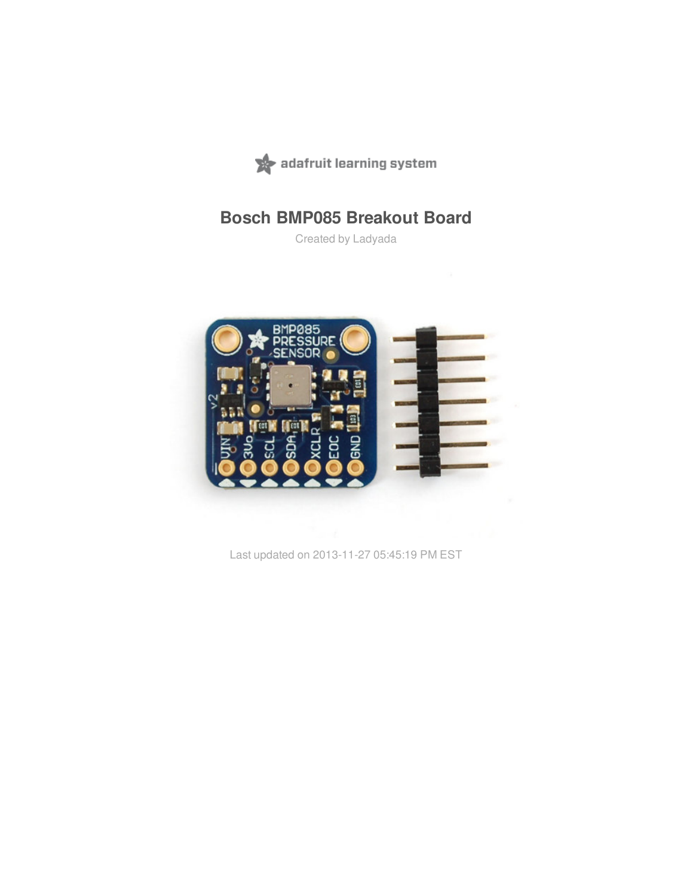adafruit learning system

# Bosch BMP085 Breakout Board

Created by Ladyada

Last updated on 2013-11-27 05:45:19 PM EST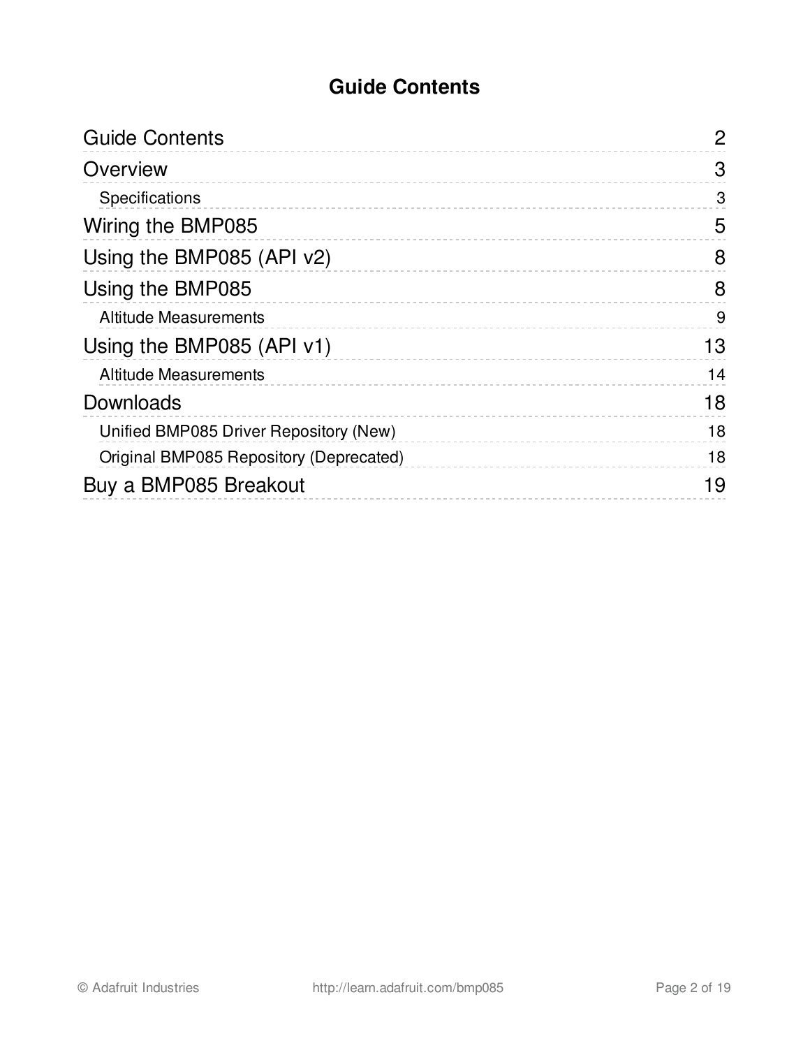# Guide Contents

| | |
|---|---|
| Guide Contents | 2 |
| Overview | 3 |
| Specifications | 3 |
| Wiring the BMP085 | 5 |
| Using the BMP085 (API v2) | 8 |
| Using the BMP085 | 8 |
| Altitude Measurements | 9 |
| Using the BMP085 (API v1) | 13 |
| Altitude Measurements | 14 |
| Downloads | 18 |
| Unified BMP085 Driver Repository (New) | 18 |
| Original BMP085 Repository (Deprecated) | 18 |
| Buy a BMP085 Breakout | 19 |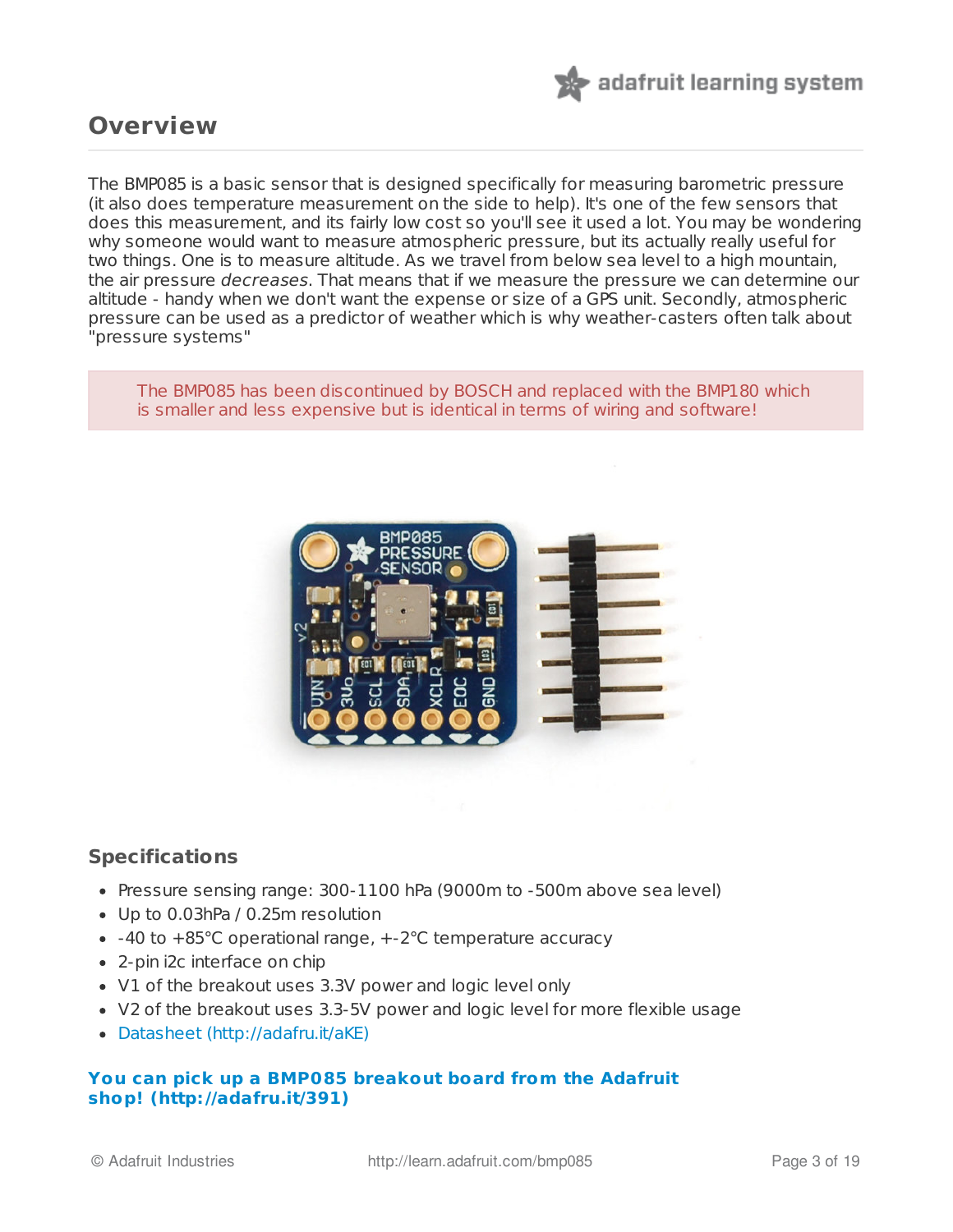# Overview

The BMP085 is a basic sensor that is designed specifically for measuring barometric pressure (it also does temperature measurement on the side to help). It's one of the few sensors that does this measurement, and its fairly low cost so you'll see it used a lot. You may be wondering why someone would want to measure atmospheric pressure, but its actually really useful for two things. One is to measure altitude. As we travel from below sea level to a high mountain, the air pressure *decreases*. That means that if we measure the pressure we can determine our altitude - handy when we don't want the expense or size of a GPS unit. Secondly, atmospheric pressure can be used as a predictor of weather which is why weather-casters often talk about "pressure systems"

The BMP085 has been discontinued by BOSCH and replaced with the BMP180 which is smaller and less expensive but is identical in terms of wiring and software!

## Specifications

- Pressure sensing range: 300-1100 hPa (9000m to -500m above sea level)
- Up to 0.03hPa / 0.25m resolution
- -40 to +85°C operational range, +-2°C temperature accuracy
- 2-pin i2c interface on chip
- V1 of the breakout uses 3.3V power and logic level only
- V2 of the breakout uses 3.3-5V power and logic level for more flexible usage
- Datasheet (http://adafru.it/aKE)

**You can pick up a BMP085 breakout board from the Adafruit shop! (http://adafru.it/391)**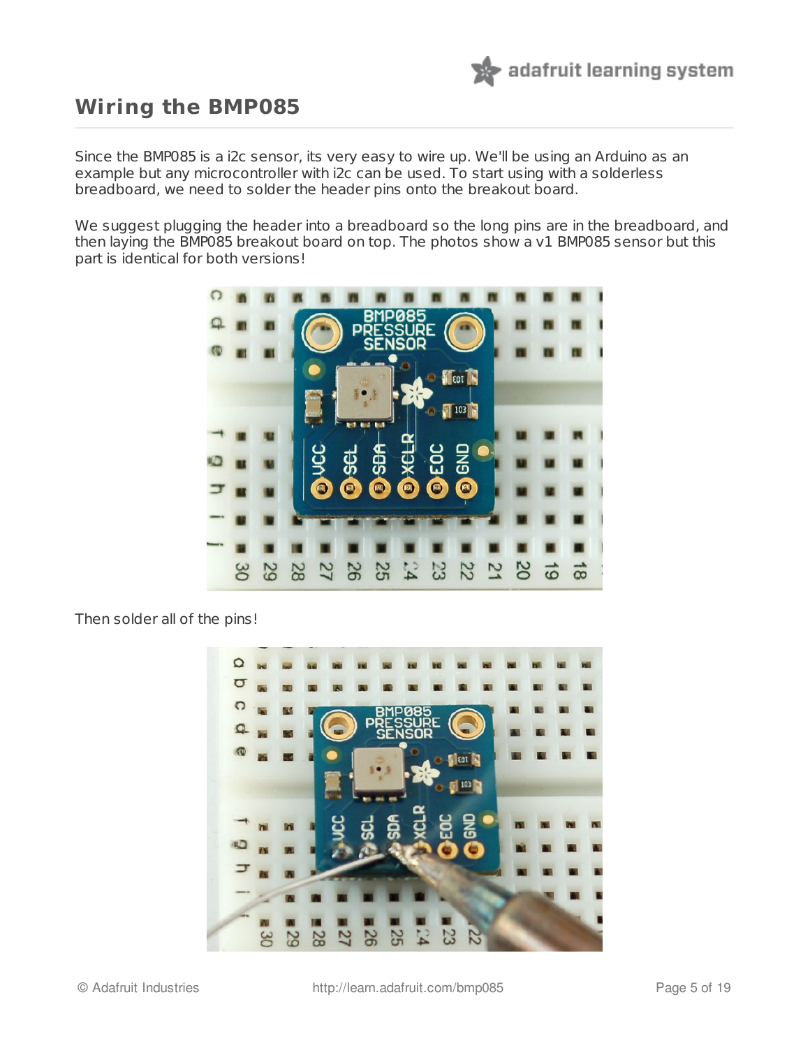## Wiring the BMP085

Since the BMP085 is a i2c sensor, its very easy to wire up. We'll be using an Arduino as an example but any microcontroller with i2c can be used. To start using with a solderless breadboard, we need to solder the header pins onto the breakout board.

We suggest plugging the header into a breadboard so the long pins are in the breadboard, and then laying the BMP085 breakout board on top. The photos show a v1 BMP085 sensor but this part is identical for both versions!

Then solder all of the pins!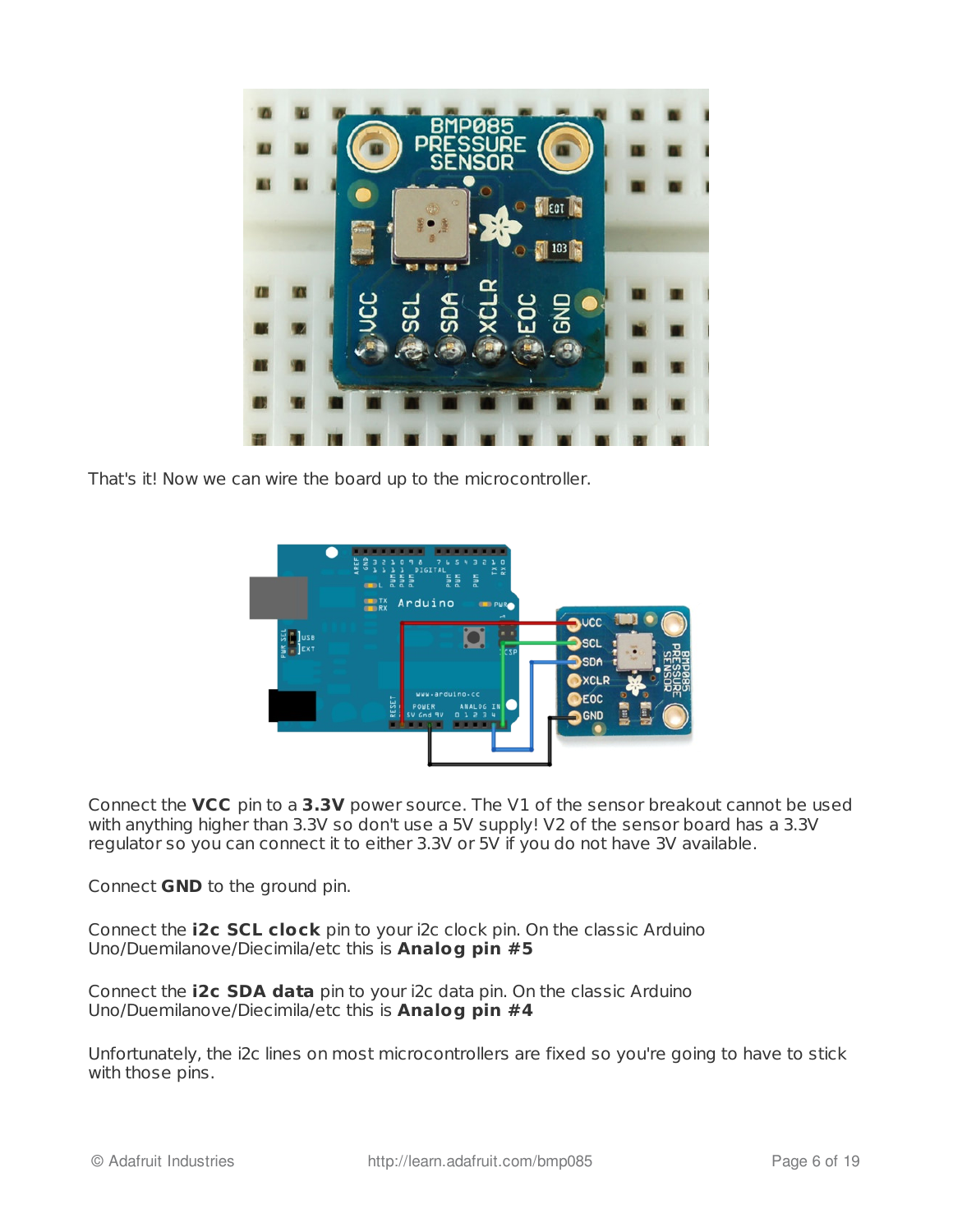That's it! Now we can wire the board up to the microcontroller.

Connect the **VCC** pin to a **3.3V** power source. The V1 of the sensor breakout cannot be used with anything higher than 3.3V so don't use a 5V supply! V2 of the sensor board has a 3.3V regulator so you can connect it to either 3.3V or 5V if you do not have 3V available.

Connect **GND** to the ground pin.

Connect the **i2c SCL clock** pin to your i2c clock pin. On the classic Arduino Uno/Duemilanove/Diecimila/etc this is **Analog pin #5**

Connect the **i2c SDA data** pin to your i2c data pin. On the classic Arduino Uno/Duemilanove/Diecimila/etc this is **Analog pin #4**

Unfortunately, the i2c lines on most microcontrollers are fixed so you're going to have to stick with those pins.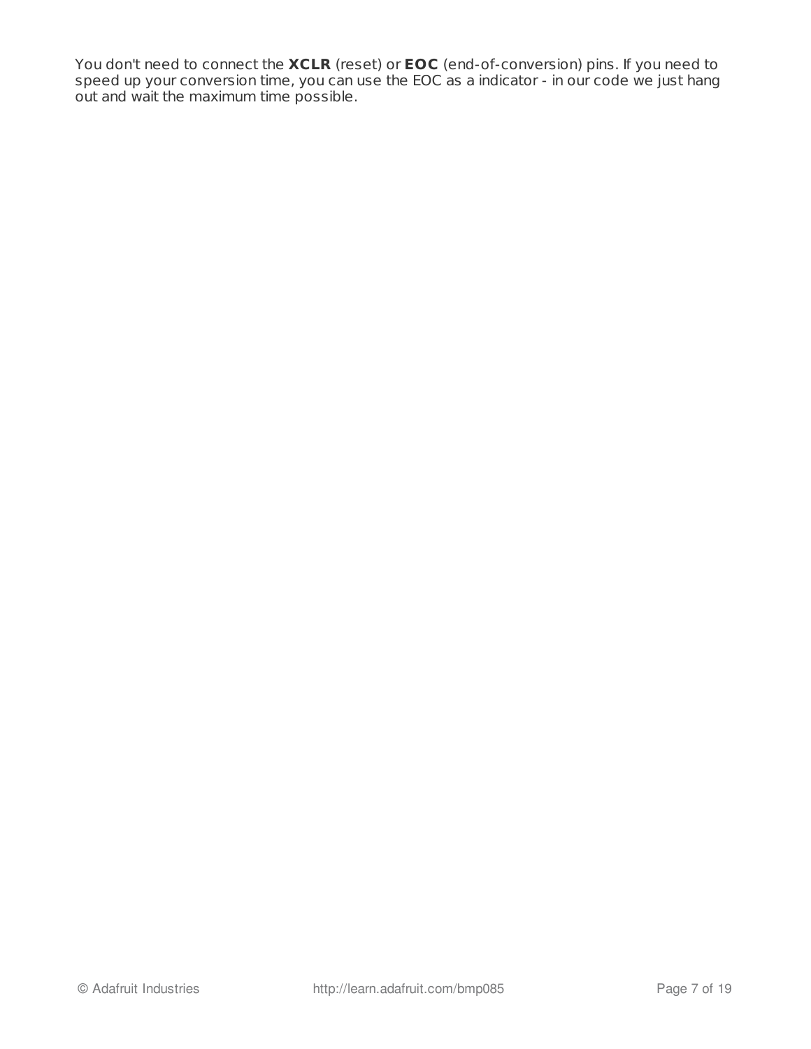You don't need to connect the **XCLR** (reset) or **EOC** (end-of-conversion) pins. If you need to speed up your conversion time, you can use the EOC as a indicator - in our code we just hang out and wait the maximum time possible.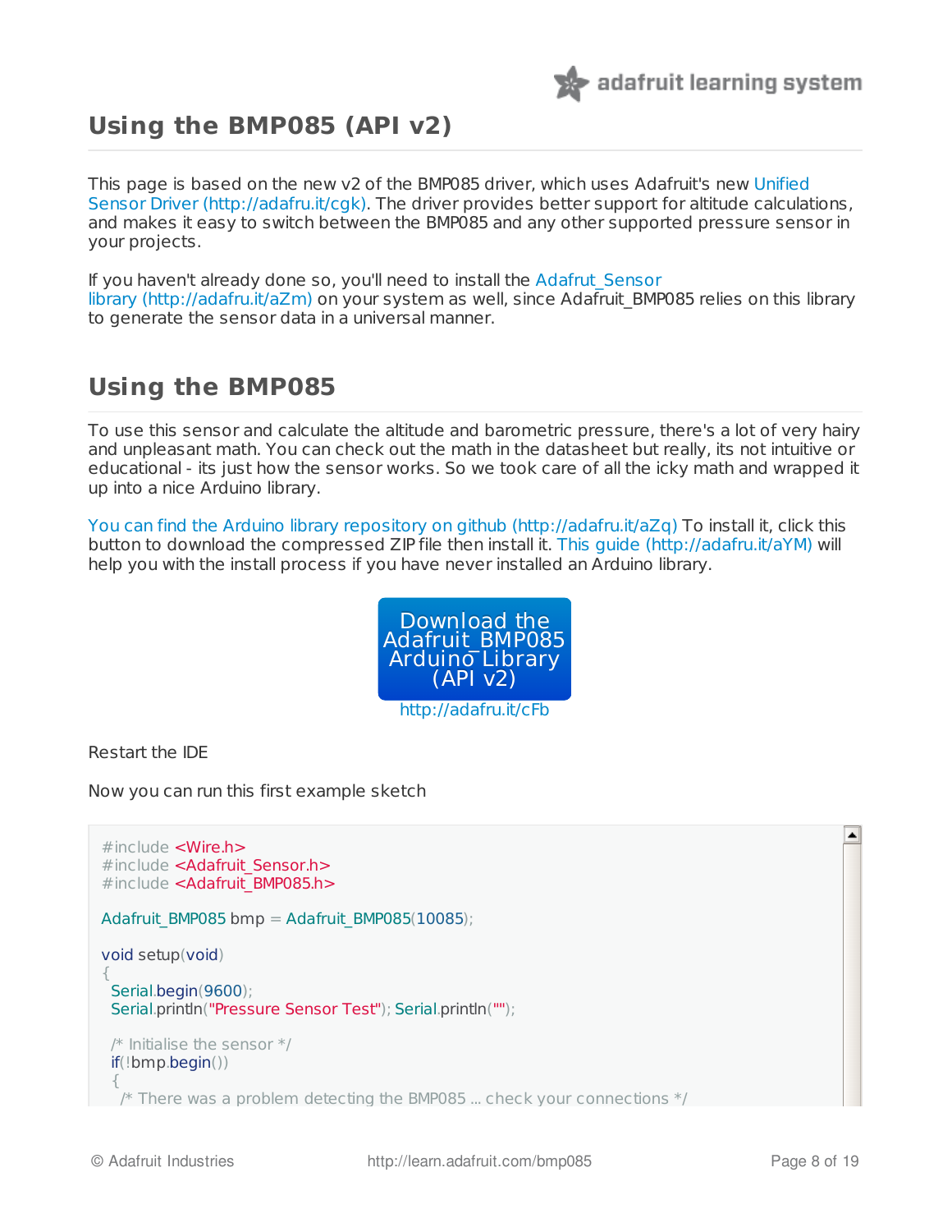# Using the BMP085 (API v2)

This page is based on the new v2 of the BMP085 driver, which uses Adafruit's new Unified Sensor Driver (http://adafru.it/cgk). The driver provides better support for altitude calculations, and makes it easy to switch between the BMP085 and any other supported pressure sensor in your projects.

If you haven't already done so, you'll need to install the Adafrut_Sensor library (http://adafru.it/aZm) on your system as well, since Adafruit_BMP085 relies on this library to generate the sensor data in a universal manner.

## Using the BMP085

To use this sensor and calculate the altitude and barometric pressure, there's a lot of very hairy and unpleasant math. You can check out the math in the datasheet but really, its not intuitive or educational - its just how the sensor works. So we took care of all the icky math and wrapped it up into a nice Arduino library.

You can find the Arduino library repository on github (http://adafru.it/aZq) To install it, click this button to download the compressed ZIP file then install it. This guide (http://adafru.it/aYM) will help you with the install process if you have never installed an Arduino library.

Download the Adafruit_BMP085 Arduino Library (API v2)
http://adafru.it/cFb

Restart the IDE

Now you can run this first example sketch

```
#include <Wire.h>
#include <Adafruit_Sensor.h>
#include <Adafruit_BMP085.h>

Adafruit_BMP085 bmp = Adafruit_BMP085(10085);

void setup(void)
{
  Serial.begin(9600);
  Serial.println("Pressure Sensor Test"); Serial.println("");

  /* Initialise the sensor */
  if(!bmp.begin())
  {
    /* There was a problem detecting the BMP085 ... check your connections */
```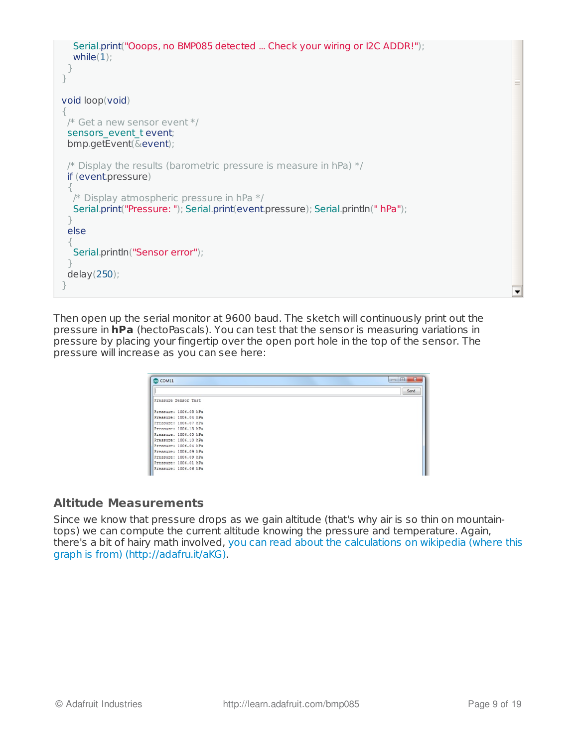```
    Serial.print("Ooops, no BMP085 detected ... Check your wiring or I2C ADDR!");
    while(1);
  }
}

void loop(void)
{
  /* Get a new sensor event */
  sensors_event_t event;
  bmp.getEvent(&event);

  /* Display the results (barometric pressure is measure in hPa) */
  if (event.pressure)
  {
    /* Display atmospheric pressure in hPa */
    Serial.print("Pressure: "); Serial.print(event.pressure); Serial.println(" hPa");
  }
  else
  {
    Serial.println("Sensor error");
  }
  delay(250);
}
```

Then open up the serial monitor at 9600 baud. The sketch will continuously print out the pressure in **hPa** (hectoPascals). You can test that the sensor is measuring variations in pressure by placing your fingertip over the open port hole in the top of the sensor. The pressure will increase as you can see here:

```
Pressure Sensor Test

Pressure: 1006.05 hPa
Pressure: 1006.04 hPa
Pressure: 1006.07 hPa
Pressure: 1006.13 hPa
Pressure: 1006.05 hPa
Pressure: 1006.10 hPa
Pressure: 1006.04 hPa
Pressure: 1006.09 hPa
Pressure: 1006.09 hPa
Pressure: 1006.01 hPa
Pressure: 1006.06 hPa
```

## Altitude Measurements

Since we know that pressure drops as we gain altitude (that's why air is so thin on mountain-tops) we can compute the current altitude knowing the pressure and temperature. Again, there's a bit of hairy math involved, you can read about the calculations on wikipedia (where this graph is from) (http://adafru.it/aKG).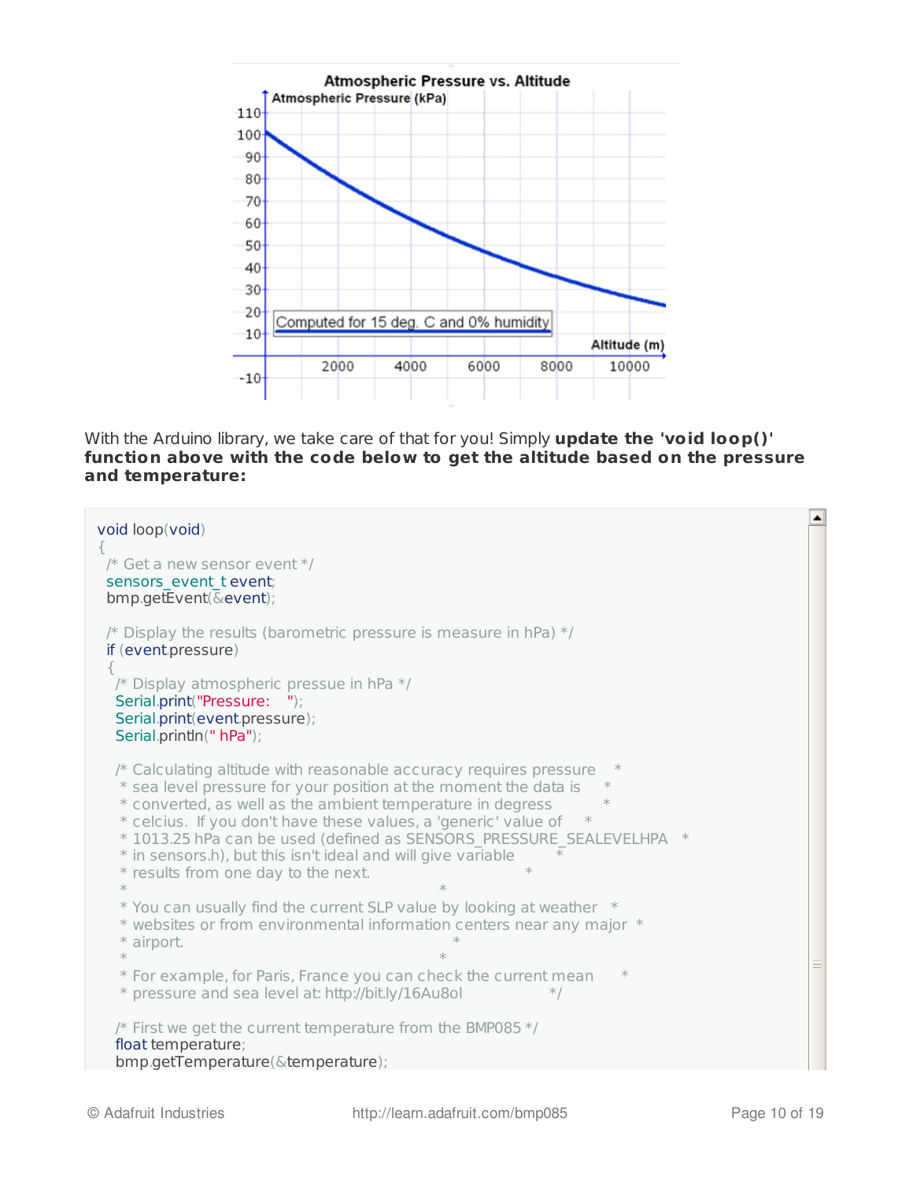With the Arduino library, we take care of that for you! Simply **update the 'void loop()' function above with the code below to get the altitude based on the pressure and temperature:**

```
void loop(void)
{
  /* Get a new sensor event */
  sensors_event_t event;
  bmp.getEvent(&event);

  /* Display the results (barometric pressure is measure in hPa) */
  if (event.pressure)
  {
    /* Display atmospheric pressue in hPa */
    Serial.print("Pressure:    ");
    Serial.print(event.pressure);
    Serial.println(" hPa");

    /* Calculating altitude with reasonable accuracy requires pressure    *
     * sea level pressure for your position at the moment the data is     *
     * converted, as well as the ambient temperature in degress           *
     * celcius.  If you don't have these values, a 'generic' value of     *
     * 1013.25 hPa can be used (defined as SENSORS_PRESSURE_SEALEVELHPA   *
     * in sensors.h), but this isn't ideal and will give variable         *
     * results from one day to the next.                                  *
     *                                                                    *
     * You can usually find the current SLP value by looking at weather   *
     * websites or from environmental information centers near any major  *
     * airport.                                                           *
     *                                                                    *
     * For example, for Paris, France you can check the current mean      *
     * pressure and sea level at: http://bit.ly/16Au8ol                   */

    /* First we get the current temperature from the BMP085 */
    float temperature;
    bmp.getTemperature(&temperature);
```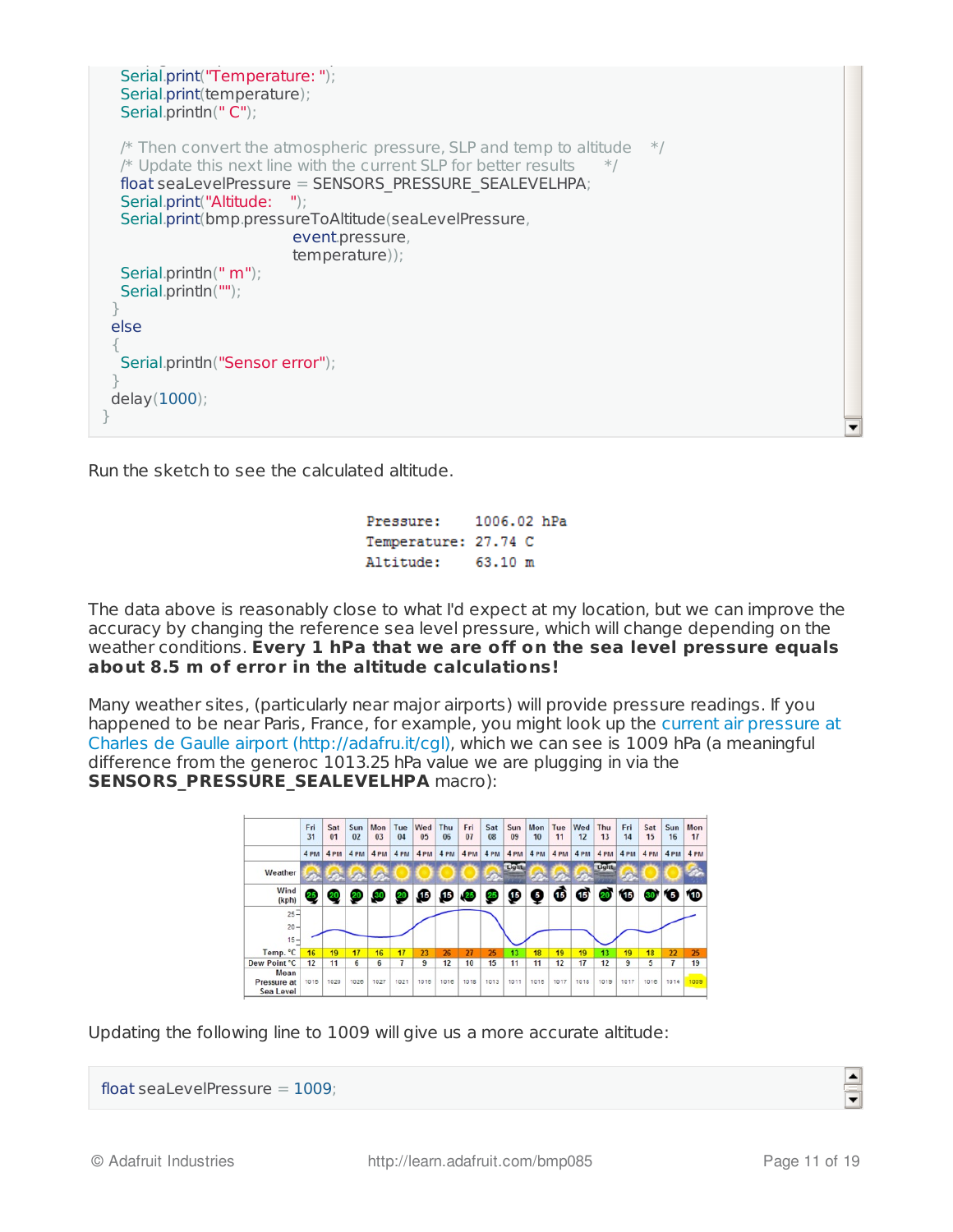```
  Serial.print("Temperature: ");
  Serial.print(temperature);
  Serial.println(" C");

  /* Then convert the atmospheric pressure, SLP and temp to altitude    */
  /* Update this next line with the current SLP for better results      */
  float seaLevelPressure = SENSORS_PRESSURE_SEALEVELHPA;
  Serial.print("Altitude:    ");
  Serial.print(bmp.pressureToAltitude(seaLevelPressure,
                                      event.pressure,
                                      temperature));
  Serial.println(" m");
  Serial.println("");
 }
 else
 {
  Serial.println("Sensor error");
 }
 delay(1000);
}
```

Run the sketch to see the calculated altitude.

```
Pressure:    1006.02 hPa
Temperature: 27.74 C
Altitude:    63.10 m
```

The data above is reasonably close to what I'd expect at my location, but we can improve the accuracy by changing the reference sea level pressure, which will change depending on the weather conditions. **Every 1 hPa that we are off on the sea level pressure equals about 8.5 m of error in the altitude calculations!**

Many weather sites, (particularly near major airports) will provide pressure readings. If you happened to be near Paris, France, for example, you might look up the current air pressure at Charles de Gaulle airport (http://adafru.it/cgl), which we can see is 1009 hPa (a meaningful difference from the generoc 1013.25 hPa value we are plugging in via the **SENSORS_PRESSURE_SEALEVELHPA** macro):

| | Fri 31 | Sat 01 | Sun 02 | Mon 03 | Tue 04 | Wed 05 | Thu 06 | Fri 07 | Sat 08 | Sun 09 | Mon 10 | Tue 11 | Wed 12 | Thu 13 | Fri 14 | Sat 15 | Sun 16 | Mon 17 |
|---|---|---|---|---|---|---|---|---|---|---|---|---|---|---|---|---|---|---|
| | 4 PM | 4 PM | 4 PM | 4 PM | 4 PM | 4 PM | 4 PM | 4 PM | 4 PM | 4 PM | 4 PM | 4 PM | 4 PM | 4 PM | 4 PM | 4 PM | 4 PM | 4 PM |
| Wind (kph) | 25 | 20 | 20 | 30 | 20 | 15 | 15 | 25 | 25 | 15 | 5 | 15 | 15 | 20 | 15 | 30 | 5 | 10 |
| Temp. °C | 16 | 19 | 17 | 16 | 17 | 23 | 26 | 27 | 25 | 13 | 18 | 19 | 19 | 13 | 19 | 18 | 22 | 25 |
| Dew Point °C | 12 | 11 | 6 | 6 | 7 | 9 | 12 | 10 | 15 | 11 | 11 | 12 | 17 | 12 | 9 | 5 | 7 | 19 |
| Mean Pressure at Sea Level | 1015 | 1020 | 1026 | 1027 | 1021 | 1016 | 1016 | 1018 | 1013 | 1011 | 1016 | 1017 | 1018 | 1019 | 1017 | 1016 | 1014 | 1009 |

Updating the following line to 1009 will give us a more accurate altitude:

```
float seaLevelPressure = 1009;
```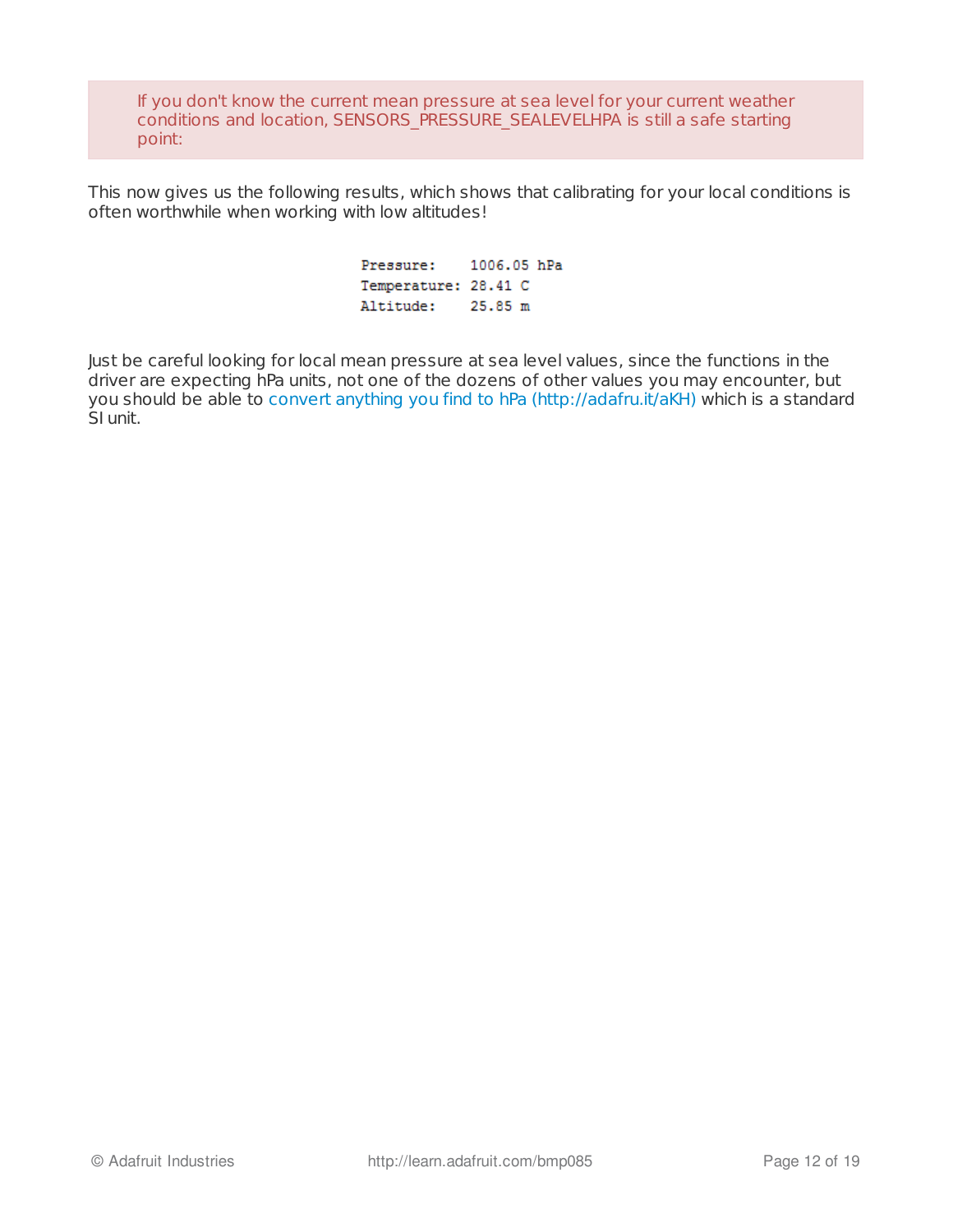> If you don't know the current mean pressure at sea level for your current weather conditions and location, SENSORS_PRESSURE_SEALEVELHPA is still a safe starting point:

This now gives us the following results, which shows that calibrating for your local conditions is often worthwhile when working with low altitudes!

```
Pressure:    1006.05 hPa
Temperature: 28.41 C
Altitude:    25.85 m
```

Just be careful looking for local mean pressure at sea level values, since the functions in the driver are expecting hPa units, not one of the dozens of other values you may encounter, but you should be able to convert anything you find to hPa (http://adafru.it/aKH) which is a standard SI unit.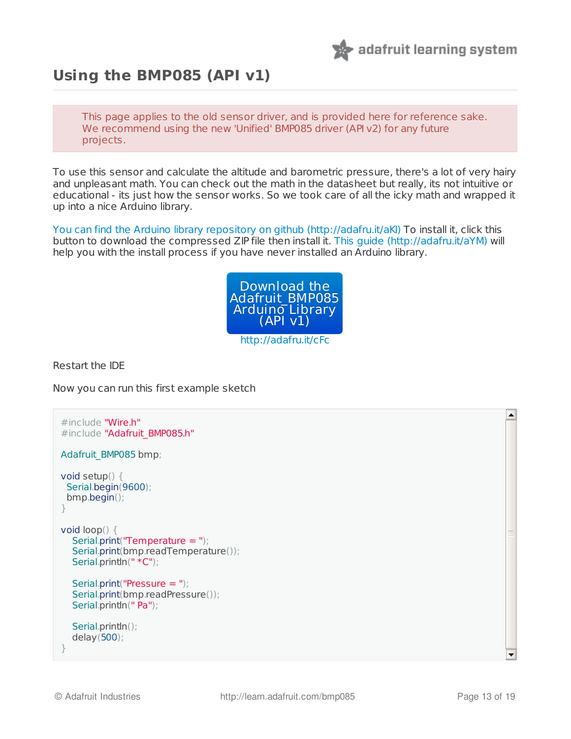# Using the BMP085 (API v1)

> This page applies to the old sensor driver, and is provided here for reference sake. We recommend using the new 'Unified' BMP085 driver (API v2) for any future projects.

To use this sensor and calculate the altitude and barometric pressure, there's a lot of very hairy and unpleasant math. You can check out the math in the datasheet but really, its not intuitive or educational - its just how the sensor works. So we took care of all the icky math and wrapped it up into a nice Arduino library.

You can find the Arduino library repository on github (http://adafru.it/aKl) To install it, click this button to download the compressed ZIP file then install it. This guide (http://adafru.it/aYM) will help you with the install process if you have never installed an Arduino library.

Download the Adafruit_BMP085 Arduino Library (API v1)
http://adafru.it/cFc

Restart the IDE

Now you can run this first example sketch

```
#include "Wire.h"
#include "Adafruit_BMP085.h"

Adafruit_BMP085 bmp;

void setup() {
  Serial.begin(9600);
  bmp.begin();
}

void loop() {
    Serial.print("Temperature = ");
    Serial.print(bmp.readTemperature());
    Serial.println(" *C");

    Serial.print("Pressure = ");
    Serial.print(bmp.readPressure());
    Serial.println(" Pa");

    Serial.println();
    delay(500);
}
```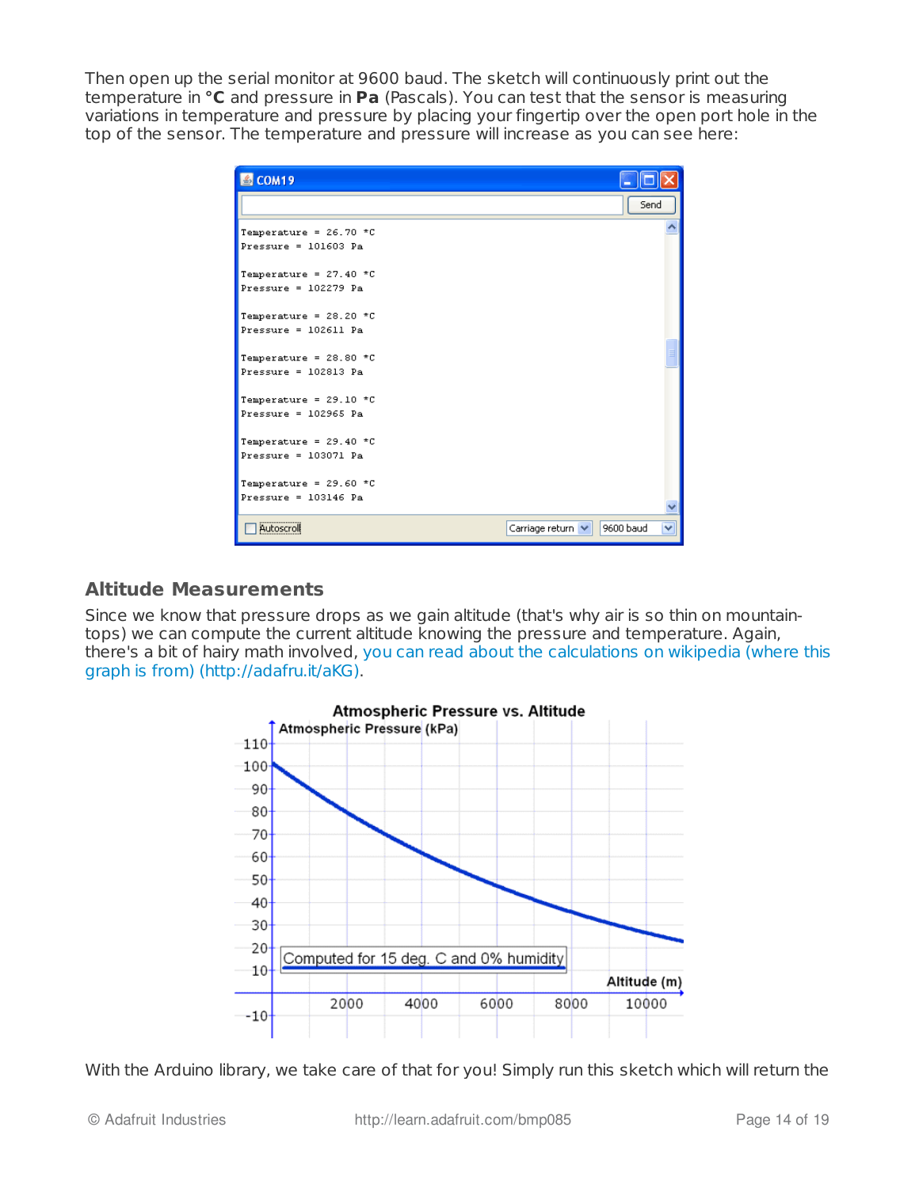Then open up the serial monitor at 9600 baud. The sketch will continuously print out the temperature in **°C** and pressure in **Pa** (Pascals). You can test that the sensor is measuring variations in temperature and pressure by placing your fingertip over the open port hole in the top of the sensor. The temperature and pressure will increase as you can see here:

```
Temperature = 26.70 *C
Pressure = 101603 Pa

Temperature = 27.40 *C
Pressure = 102279 Pa

Temperature = 28.20 *C
Pressure = 102611 Pa

Temperature = 28.80 *C
Pressure = 102813 Pa

Temperature = 29.10 *C
Pressure = 102965 Pa

Temperature = 29.40 *C
Pressure = 103071 Pa

Temperature = 29.60 *C
Pressure = 103146 Pa
```

## Altitude Measurements

Since we know that pressure drops as we gain altitude (that's why air is so thin on mountain-tops) we can compute the current altitude knowing the pressure and temperature. Again, there's a bit of hairy math involved, you can read about the calculations on wikipedia (where this graph is from) (http://adafru.it/aKG).

With the Arduino library, we take care of that for you! Simply run this sketch which will return the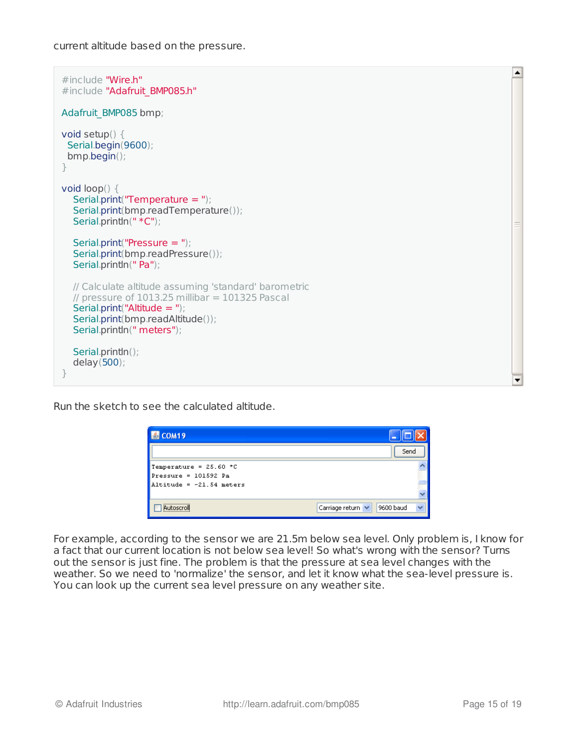current altitude based on the pressure.

```
#include "Wire.h"
#include "Adafruit_BMP085.h"

Adafruit_BMP085 bmp;

void setup() {
  Serial.begin(9600);
  bmp.begin();
}

void loop() {
    Serial.print("Temperature = ");
    Serial.print(bmp.readTemperature());
    Serial.println(" *C");

    Serial.print("Pressure = ");
    Serial.print(bmp.readPressure());
    Serial.println(" Pa");

    // Calculate altitude assuming 'standard' barometric
    // pressure of 1013.25 millibar = 101325 Pascal
    Serial.print("Altitude = ");
    Serial.print(bmp.readAltitude());
    Serial.println(" meters");

    Serial.println();
    delay(500);
}
```

Run the sketch to see the calculated altitude.

```
Temperature = 25.60 *C
Pressure = 101592 Pa
Altitude = -21.54 meters
```

For example, according to the sensor we are 21.5m below sea level. Only problem is, I know for a fact that our current location is not below sea level! So what's wrong with the sensor? Turns out the sensor is just fine. The problem is that the pressure at sea level changes with the weather. So we need to 'normalize' the sensor, and let it know what the sea-level pressure is. You can look up the current sea level pressure on any weather site.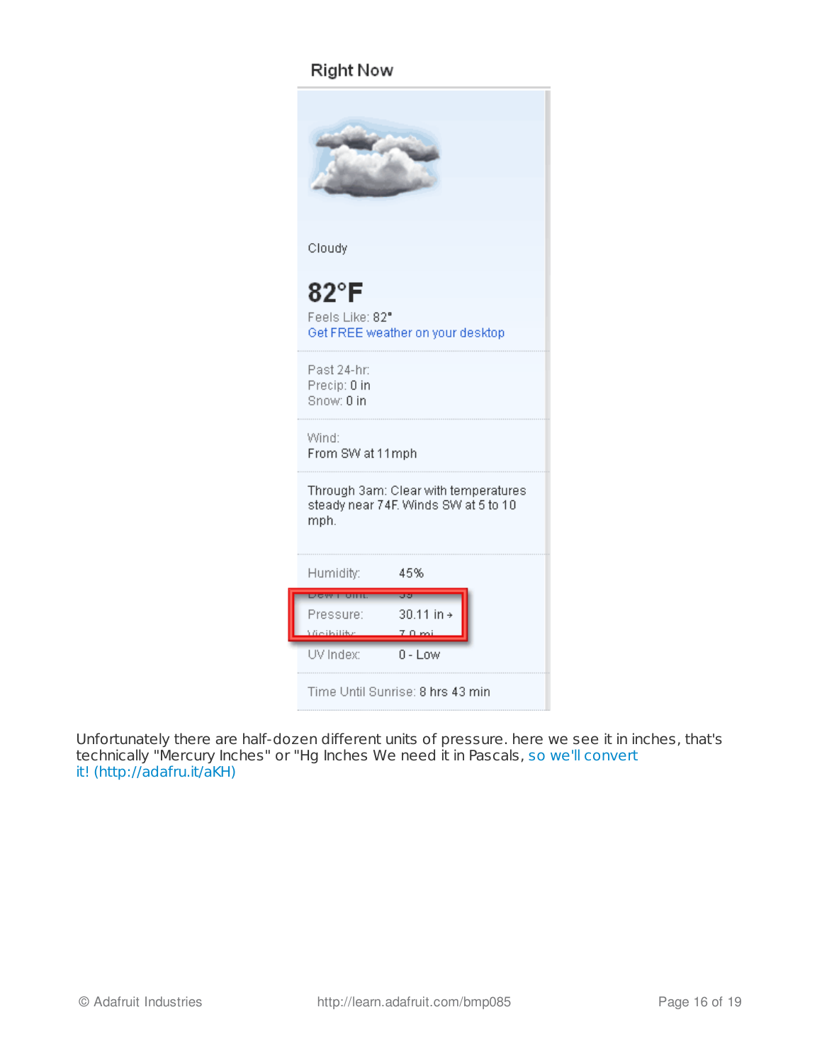Right Now

Cloudy

82°F

Feels Like: 82°

Get FREE weather on your desktop

Past 24-hr:
Precip: 0 in
Snow: 0 in

Wind:
From SW at 11mph

Through 3am: Clear with temperatures steady near 74F. Winds SW at 5 to 10 mph.

| | |
|---|---|
| Humidity: | 45% |
| Dew Point: | 59 |
| Pressure: | 30.11 in → |
| Visibility: | 7.0 mi |
| UV Index: | 0 - Low |

Time Until Sunrise: 8 hrs 43 min

Unfortunately there are half-dozen different units of pressure. here we see it in inches, that's technically "Mercury Inches" or "Hg Inches We need it in Pascals, so we'll convert it! (http://adafru.it/aKH)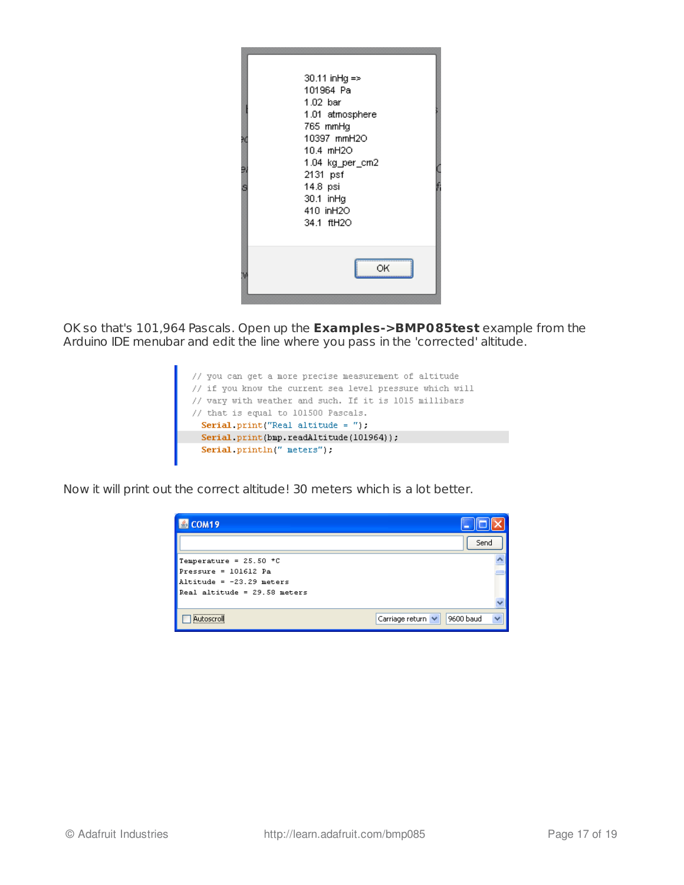30.11 inHg =>
101964 Pa
1.02 bar
1.01 atmosphere
765 mmHg
10397 mmH2O
10.4 mH2O
1.04 kg_per_cm2
2131 psf
14.8 psi
30.1 inHg
410 inH2O
34.1 ftH2O

OK

OK so that's 101,964 Pascals. Open up the **Examples->BMP085test** example from the Arduino IDE menubar and edit the line where you pass in the 'corrected' altitude.

```
// you can get a more precise measurement of altitude
// if you know the current sea level pressure which will
// vary with weather and such. If it is 1015 millibars
// that is equal to 101500 Pascals.
  Serial.print("Real altitude = ");
  Serial.print(bmp.readAltitude(101964));
  Serial.println(" meters");
```

Now it will print out the correct altitude! 30 meters which is a lot better.

```
Temperature = 25.50 *C
Pressure = 101612 Pa
Altitude = -23.29 meters
Real altitude = 29.58 meters
```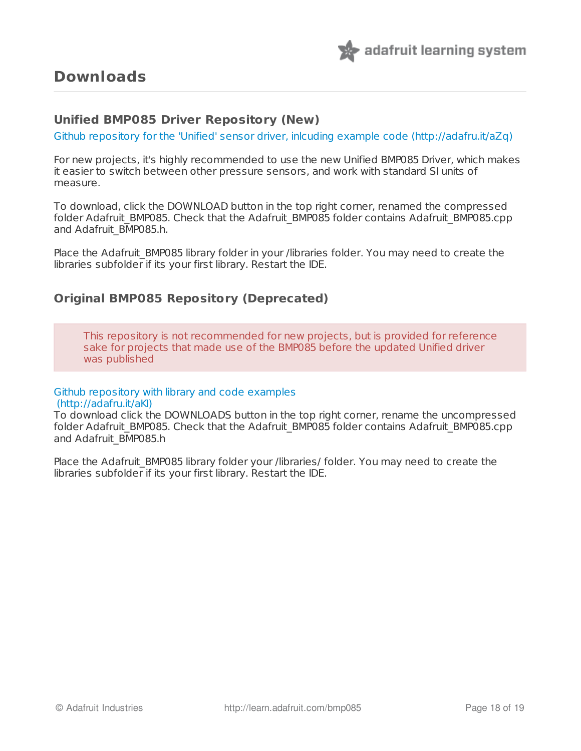# Downloads

## Unified BMP085 Driver Repository (New)

Github repository for the 'Unified' sensor driver, inlcuding example code (http://adafru.it/aZq)

For new projects, it's highly recommended to use the new Unified BMP085 Driver, which makes it easier to switch between other pressure sensors, and work with standard SI units of measure.

To download, click the DOWNLOAD button in the top right corner, renamed the compressed folder Adafruit_BMP085. Check that the Adafruit_BMP085 folder contains Adafruit_BMP085.cpp and Adafruit_BMP085.h.

Place the Adafruit_BMP085 library folder in your /libraries folder. You may need to create the libraries subfolder if its your first library. Restart the IDE.

## Original BMP085 Repository (Deprecated)

> This repository is not recommended for new projects, but is provided for reference sake for projects that made use of the BMP085 before the updated Unified driver was published

Github repository with library and code examples (http://adafru.it/aKI)

To download click the DOWNLOADS button in the top right corner, rename the uncompressed folder Adafruit_BMP085. Check that the Adafruit_BMP085 folder contains Adafruit_BMP085.cpp and Adafruit_BMP085.h

Place the Adafruit_BMP085 library folder your /libraries/ folder. You may need to create the libraries subfolder if its your first library. Restart the IDE.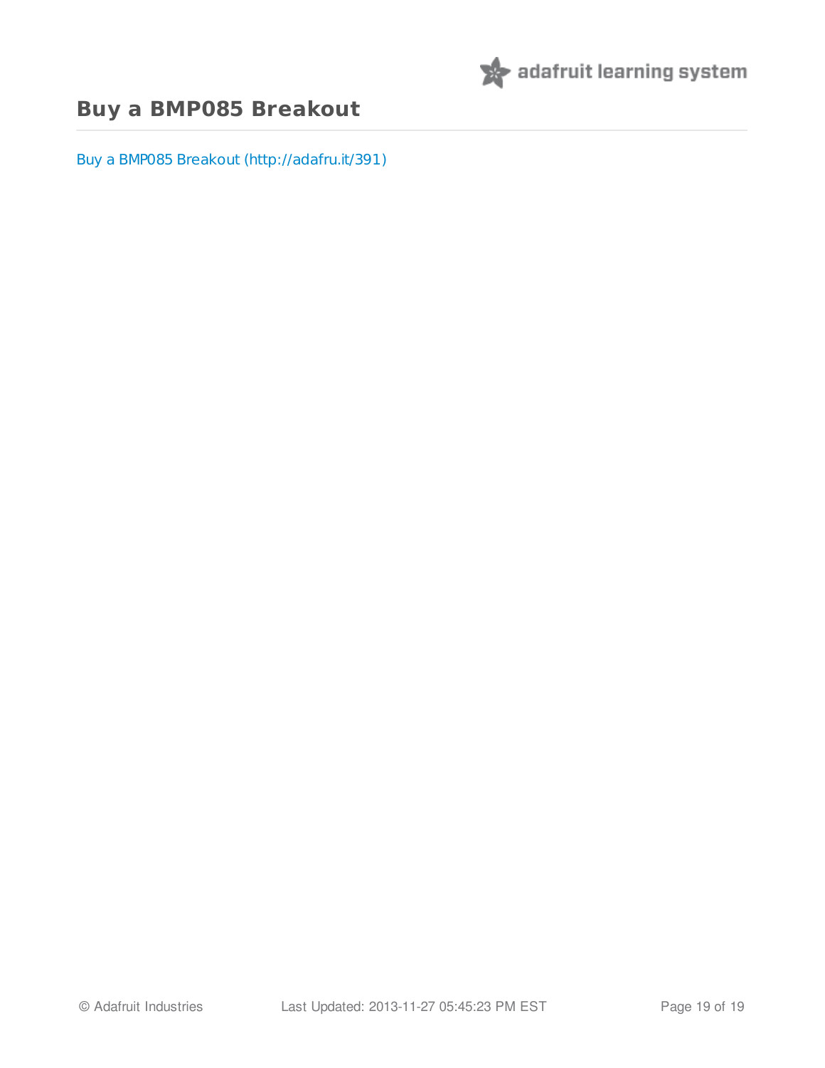# Buy a BMP085 Breakout

Buy a BMP085 Breakout (http://adafru.it/391)